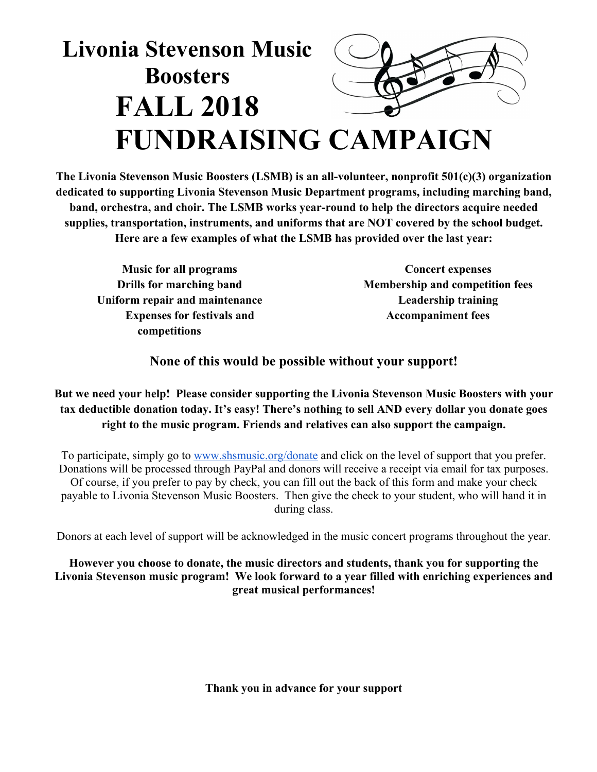# Livonia Stevenson Music Boosters

# FALL 2018 FUNDRAISING CAMPAIGN

**The Livonia Stevenson Music Boosters (LSMB) is an all-volunteer, nonprofit 501(c)(3) organization dedicated to supporting Livonia Stevenson Music Department programs, including marching band, band, orchestra, and choir. The LSMB works year-round to help the directors acquire needed supplies, transportation, instruments, and uniforms that are NOT covered by the school budget. Here are a few examples of what the LSMB has provided over the last year:**

- **Music for all programs**
- **Drills for marching band**
- **Uniform repair and maintenance**
- **Expenses for festivals and competitions**
- **Concert expenses**
- **Membership and competition fees**
- **Leadership training**
- **Accompaniment fees**

### None of this would be possible without your support!

**But we need your help! Please consider supporting the Livonia Stevenson Music Boosters with your tax deductible donation today. It's easy! There's nothing to sell AND every dollar you donate goes right to the music program. Friends and relatives can also support the campaign.**

To participate, simply go to [www.shsmusic.org/donate](http://www.shsmusic.org/donate) and click on the level of support that you prefer. Donations will be processed through PayPal and donors will receive a receipt via email for tax purposes. Of course, if you prefer to pay by check, you can fill out the back of this form and make your check payable to Livonia Stevenson Music Boosters. Then give the check to your student, who will hand it in during class.

Donors at each level of support will be acknowledged in the music concert programs throughout the year.

**However you choose to donate, the music directors and students, thank you for supporting the Livonia Stevenson music program! We look forward to a year filled with enriching experiences and great musical performances!**

**Thank you in advance for your support**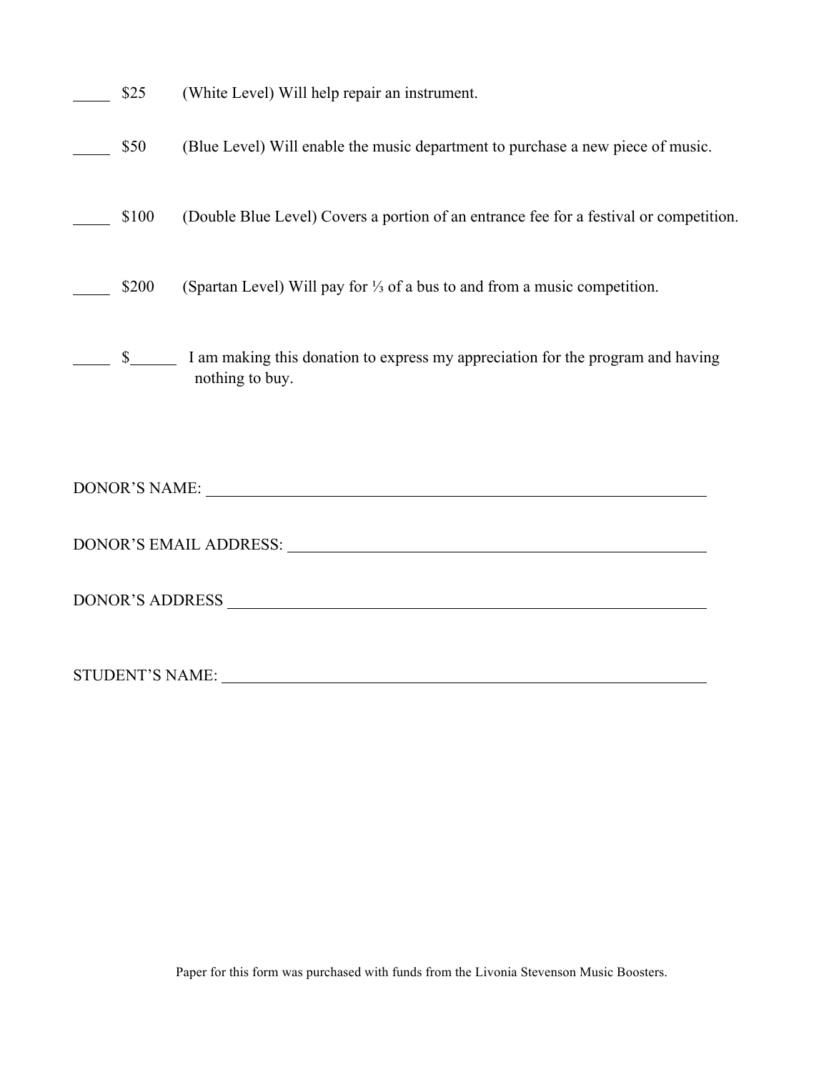_____ $25 (White Level) Will help repair an instrument.

_____ $50 (Blue Level) Will enable the music department to purchase a new piece of music.

_____ $100 (Double Blue Level) Covers a portion of an entrance fee for a festival or competition.

_____ $200 (Spartan Level) Will pay for ⅓ of a bus to and from a music competition.

_____ $______ I am making this donation to express my appreciation for the program and having nothing to buy.

DONOR'S NAME: ____________________________________________

DONOR'S EMAIL ADDRESS: ____________________________________________

DONOR'S ADDRESS ____________________________________________

STUDENT'S NAME: ____________________________________________

Paper for this form was purchased with funds from the Livonia Stevenson Music Boosters.